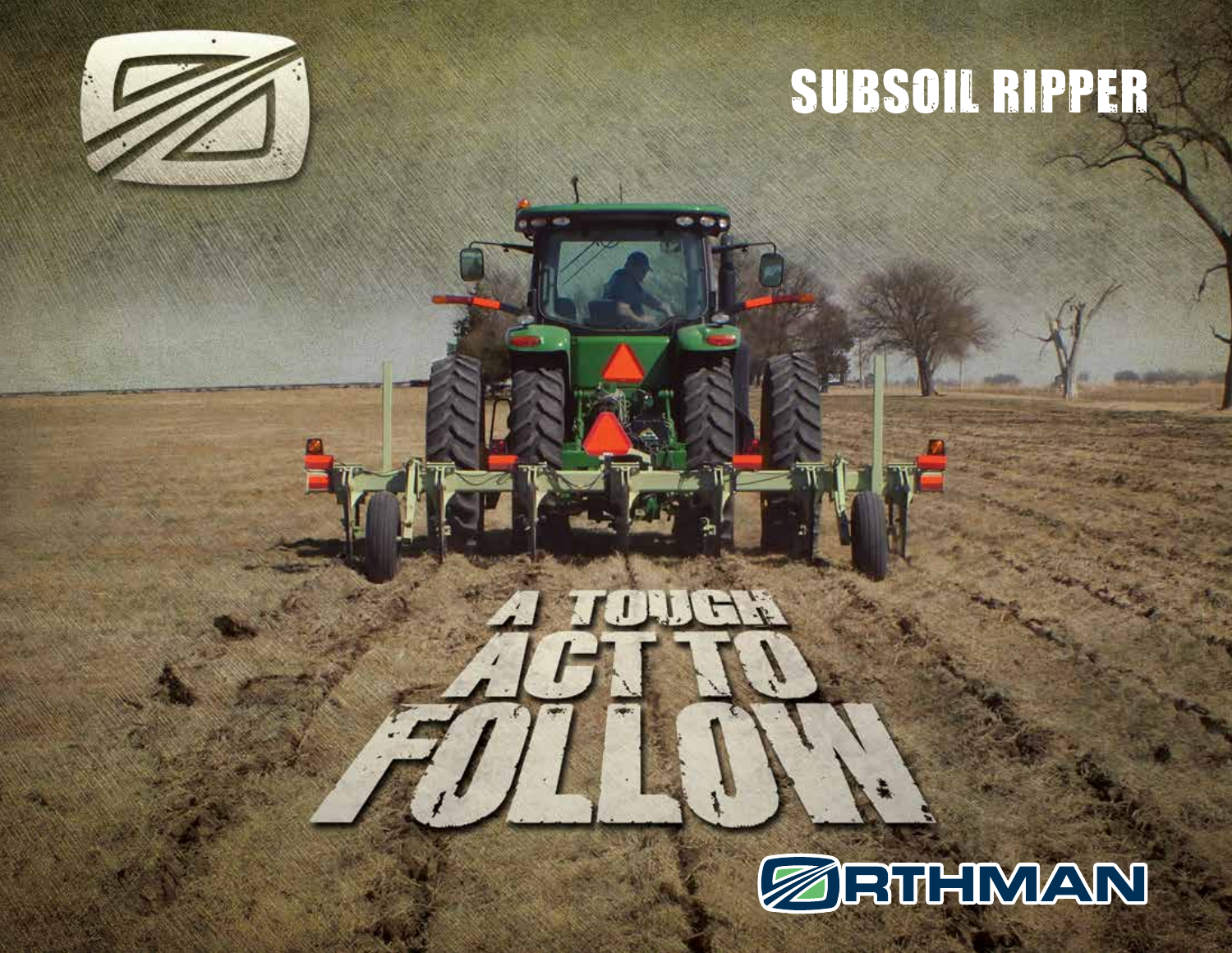# SUBSOIL RIPPER

## A TOUGH ACT TO FOLLOW

ORTHMAN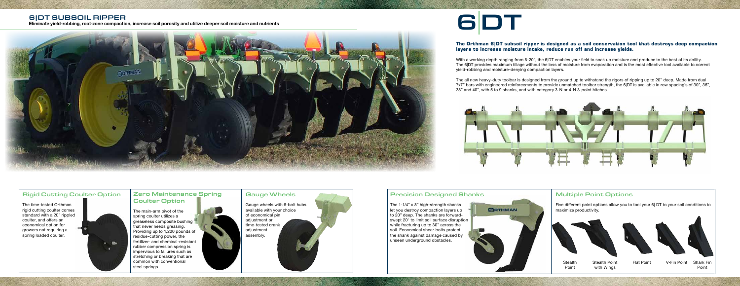# 6|DT SUBSOIL RIPPER

**Eliminate yield-robbing, root-zone compaction, increase soil porosity and utilize deeper soil moisture and nutrients**

# 6|DT

**The Orthman 6|DT subsoil ripper is designed as a soil conservation tool that destroys deep compaction layers to increase moisture intake, reduce run off and increase yields.**

With a working depth ranging from 8-20", the 6|DT enables your field to soak up moisture and produce to the best of its ability. The 6|DT provides maximum tillage without the loss of moisture from evaporation and is the most effective tool available to correct yield-robbing and moisture-denying compaction layers.

The all new heavy-duty toolbar is designed from the ground up to withstand the rigors of ripping up to 20" deep. Made from dual 7x7" bars with engineered reinforcements to provide unmatched toolbar strength, the 6|DT is available in row spacing's of 30", 36", 38" and 40", with 5 to 9 shanks, and with category 3-N or 4-N 3-point hitches.

## Rigid Cutting Coulter Option

The time-tested Orthman rigid cutting coulter comes standard with a 20" rippled coulter, and offers an economical option for growers not requiring a spring loaded coulter.

## Zero Maintenance Spring Coulter Option

The main-arm pivot of the spring coulter utilizes a greaseless composite bushing that never needs greasing. Providing up to 1,200 pounds of residue-cutting power, the fertilizer- and chemical-resistant rubber compression spring is impervious to failures such as stretching or breaking that are common with conventional steel springs.

## Gauge Wheels

Gauge wheels with 6-bolt hubs available with your choice of economical pin adjustment or time-tested crank adjustment assembly.

## Precision Designed Shanks

The 1-1/4" x 8" high-strength shanks let you destroy compaction layers up to 20" deep. The shanks are forward-swept 20° to limit soil surface disruption while fracturing up to 30" across the soil. Economical shear-bolts protect the shank against damage caused by unseen underground obstacles.

## Multiple Point Options

Five different point options allow you to tool your 6| DT to your soil conditions to maximize productivity.

Stealth Point | Stealth Point with Wings | Flat Point | V-Fin Point | Shark Fin Point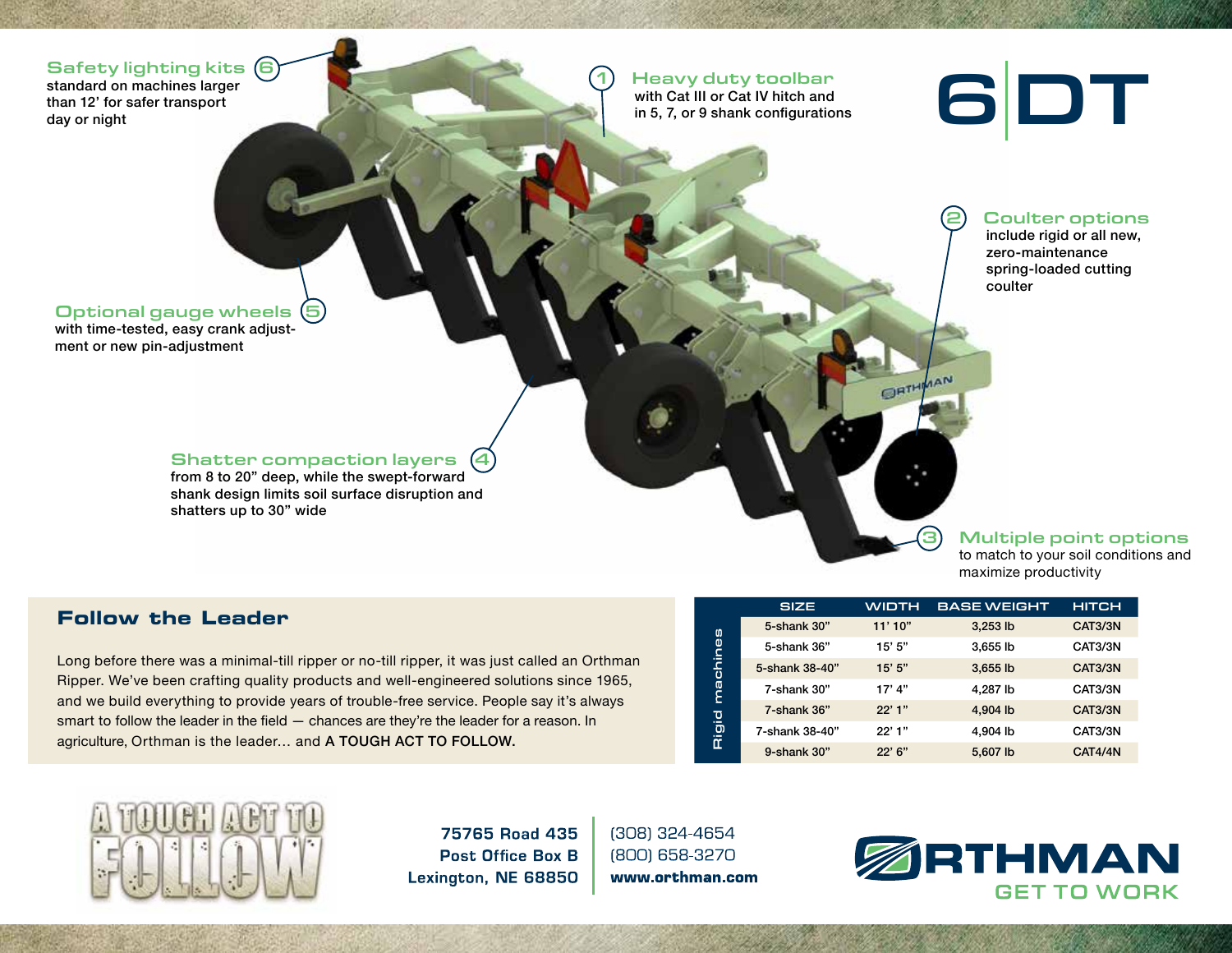# 6DT

**1 Heavy duty toolbar**
with Cat III or Cat IV hitch and in 5, 7, or 9 shank configurations

**2 Coulter options**
include rigid or all new, zero-maintenance spring-loaded cutting coulter

**3 Multiple point options**
to match to your soil conditions and maximize productivity

**4 Shatter compaction layers**
from 8 to 20" deep, while the swept-forward shank design limits soil surface disruption and shatters up to 30" wide

**5 Optional gauge wheels**
with time-tested, easy crank adjustment or new pin-adjustment

**6 Safety lighting kits**
standard on machines larger than 12' for safer transport day or night

ORTHMAN

## Follow the Leader

Long before there was a minimal-till ripper or no-till ripper, it was just called an Orthman Ripper. We've been crafting quality products and well-engineered solutions since 1965, and we build everything to provide years of trouble-free service. People say it's always smart to follow the leader in the field — chances are they're the leader for a reason. In agriculture, Orthman is the leader... and **A TOUGH ACT TO FOLLOW.**

| | SIZE | WIDTH | BASE WEIGHT | HITCH |
|---|---|---|---|---|
| Rigid machines | 5-shank 30" | 11' 10" | 3,253 lb | CAT3/3N |
| | 5-shank 36" | 15' 5" | 3,655 lb | CAT3/3N |
| | 5-shank 38-40" | 15' 5" | 3,655 lb | CAT3/3N |
| | 7-shank 30" | 17' 4" | 4,287 lb | CAT3/3N |
| | 7-shank 36" | 22' 1" | 4,904 lb | CAT3/3N |
| | 7-shank 38-40" | 22' 1" | 4,904 lb | CAT3/3N |
| | 9-shank 30" | 22' 6" | 5,607 lb | CAT4/4N |

A TOUGH ACT TO FOLLOW

**75765 Road 435**
**Post Office Box B**
**Lexington, NE 68850**

(308) 324-4654
(800) 658-3270
**www.orthman.com**

ORTHMAN
GET TO WORK